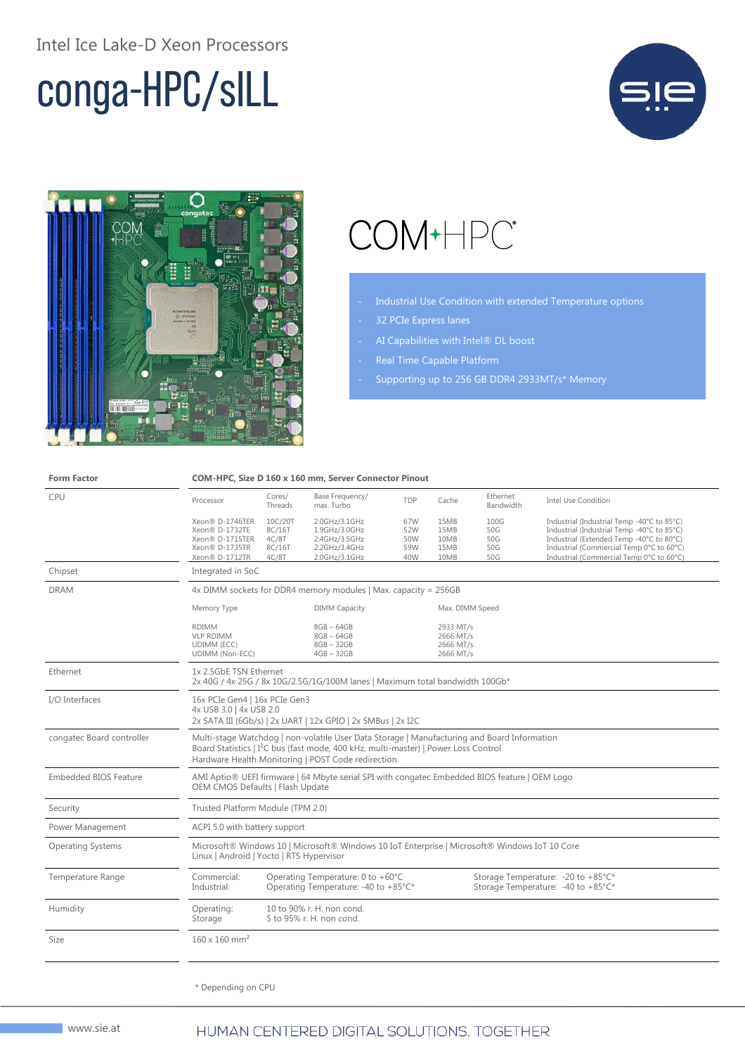Intel Ice Lake-D Xeon Processors

# conga-HPC/sILL

COM-HPC

- Industrial Use Condition with extended Temperature options
- 32 PCIe Express lanes
- AI Capabilities with Intel® DL boost
- Real Time Capable Platform
- Supporting up to 256 GB DDR4 2933MT/s* Memory

| **Form Factor** | **COM-HPC, Size D 160 x 160 mm, Server Connector Pinout** |
|---|---|
| CPU | see table below |
| Chipset | Integrated in SoC |
| DRAM | 4x DIMM sockets for DDR4 memory modules \| Max. capacity = 256GB (see table below) |
| Ethernet | 1x 2.5GbE TSN Ethernet<br>2x 40G / 4x 25G / 8x 10G/2.5G/1G/100M lanes \| Maximum total bandwidth 100Gb* |
| I/O Interfaces | 16x PCIe Gen4 \| 16x PCIe Gen3<br>4x USB 3.0 \| 4x USB 2.0<br>2x SATA III (6Gb/s) \| 2x UART \| 12x GPIO \| 2x SMBus \| 2x I2C |
| congatec Board controller | Multi-stage Watchdog \| non-volatile User Data Storage \| Manufacturing and Board Information<br>Board Statistics \| I²C bus (fast mode, 400 kHz, multi-master) \| Power Loss Control<br>Hardware Health Monitoring \| POST Code redirection |
| Embedded BIOS Feature | AMI Aptio® UEFI firmware \| 64 Mbyte serial SPI with congatec Embedded BIOS feature \| OEM Logo<br>OEM CMOS Defaults \| Flash Update |
| Security | Trusted Platform Module (TPM 2.0) |
| Power Management | ACPI 5.0 with battery support |
| Operating Systems | Microsoft® Windows 10 \| Microsoft® Windows 10 IoT Enterprise \| Microsoft® Windows IoT 10 Core<br>Linux \| Android \| Yocto \| RTS Hypervisor |
| Temperature Range | Commercial: Operating Temperature: 0 to +60°C; Storage Temperature: -20 to +85°C*<br>Industrial: Operating Temperature: -40 to +85°C*; Storage Temperature: -40 to +85°C* |
| Humidity | Operating: 10 to 90% r. H. non cond.<br>Storage: 5 to 95% r. H. non cond. |
| Size | 160 x 160 mm² |

**CPU**

| Processor | Cores/ Threads | Base Frequency/ max. Turbo | TDP | Cache | Ethernet Bandwidth | Intel Use Condition |
|---|---|---|---|---|---|---|
| Xeon® D-1746TER | 10C/20T | 2.0GHz/3.1GHz | 67W | 15MB | 100G | Industrial (Industrial Temp -40°C to 85°C) |
| Xeon® D-1732TE | 8C/16T | 1.9GHz/3.0GHz | 52W | 15MB | 50G | Industrial (Industrial Temp -40°C to 85°C) |
| Xeon® D-1715TER | 4C/8T | 2.4GHz/3.5GHz | 50W | 10MB | 50G | Industrial (Extended Temp -40°C to 80°C) |
| Xeon® D-1735TR | 8C/16T | 2.2GHz/3.4GHz | 59W | 15MB | 50G | Industrial (Commercial Temp 0°C to 60°C) |
| Xeon® D-1712TR | 4C/8T | 2.0GHz/3.1GHz | 40W | 10MB | 50G | Industrial (Commercial Temp 0°C to 60°C) |

**DRAM**

| Memory Type | DIMM Capacity | Max. DIMM Speed |
|---|---|---|
| RDIMM | 8GB – 64GB | 2933 MT/s |
| VLP RDIMM | 8GB – 64GB | 2666 MT/s |
| UDIMM (ECC) | 8GB – 32GB | 2666 MT/s |
| UDIMM (Non-ECC) | 4GB – 32GB | 2666 MT/s |

\* Depending on CPU

www.sie.at

HUMAN CENTERED DIGITAL SOLUTIONS. TOGETHER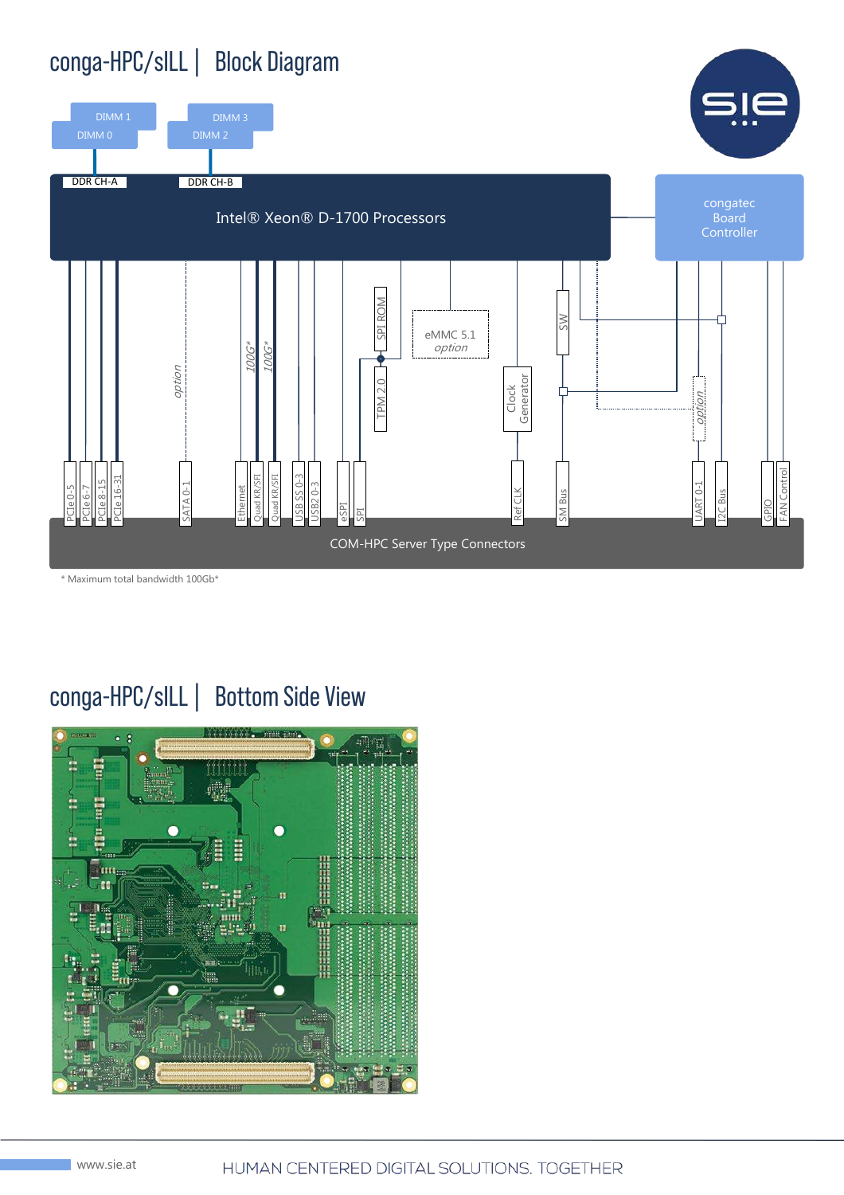# conga-HPC/sILL | Block Diagram

DIMM 1
DIMM 0
DIMM 3
DIMM 2

DDR CH-A
DDR CH-B

Intel® Xeon® D-1700 Processors

congatec Board Controller

option
100G*
100G*
SPI ROM
TPM 2.0
eMMC 5.1 option
SW
Clock Generator
option

PCIe 0-5
PCIe 6-7
PCIe 8-15
PCIe 16-31
SATA 0-1
Ethernet
Quad KR/SFI
Quad KR/SFI
USB SS 0-3
USB2 0-3
eSPI
SPI
Ref CLK
SM Bus
UART 0-1
I2C Bus
GPIO
FAN Control

COM-HPC Server Type Connectors

\* Maximum total bandwidth 100Gb\*

# conga-HPC/sILL | Bottom Side View

www.sie.at

HUMAN CENTERED DIGITAL SOLUTIONS. TOGETHER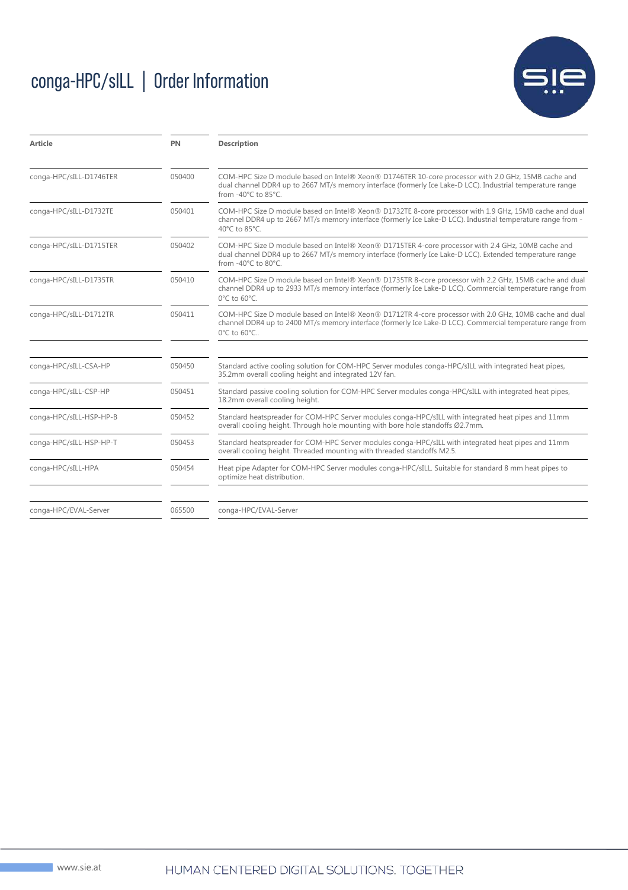# conga-HPC/sILL | Order Information

| Article | PN | Description |
|---|---|---|
| conga-HPC/sILL-D1746TER | 050400 | COM-HPC Size D module based on Intel® Xeon® D1746TER 10-core processor with 2.0 GHz, 15MB cache and dual channel DDR4 up to 2667 MT/s memory interface (formerly Ice Lake-D LCC). Industrial temperature range from -40°C to 85°C. |
| conga-HPC/sILL-D1732TE | 050401 | COM-HPC Size D module based on Intel® Xeon® D1732TE 8-core processor with 1.9 GHz, 15MB cache and dual channel DDR4 up to 2667 MT/s memory interface (formerly Ice Lake-D LCC). Industrial temperature range from -40°C to 85°C. |
| conga-HPC/sILL-D1715TER | 050402 | COM-HPC Size D module based on Intel® Xeon® D1715TER 4-core processor with 2.4 GHz, 10MB cache and dual channel DDR4 up to 2667 MT/s memory interface (formerly Ice Lake-D LCC). Extended temperature range from -40°C to 80°C. |
| conga-HPC/sILL-D1735TR | 050410 | COM-HPC Size D module based on Intel® Xeon® D1735TR 8-core processor with 2.2 GHz, 15MB cache and dual channel DDR4 up to 2933 MT/s memory interface (formerly Ice Lake-D LCC). Commercial temperature range from 0°C to 60°C. |
| conga-HPC/sILL-D1712TR | 050411 | COM-HPC Size D module based on Intel® Xeon® D1712TR 4-core processor with 2.0 GHz, 10MB cache and dual channel DDR4 up to 2400 MT/s memory interface (formerly Ice Lake-D LCC). Commercial temperature range from 0°C to 60°C.. |
| | | |
| conga-HPC/sILL-CSA-HP | 050450 | Standard active cooling solution for COM-HPC Server modules conga-HPC/sILL with integrated heat pipes, 35.2mm overall cooling height and integrated 12V fan. |
| conga-HPC/sILL-CSP-HP | 050451 | Standard passive cooling solution for COM-HPC Server modules conga-HPC/sILL with integrated heat pipes, 18.2mm overall cooling height. |
| conga-HPC/sILL-HSP-HP-B | 050452 | Standard heatspreader for COM-HPC Server modules conga-HPC/sILL with integrated heat pipes and 11mm overall cooling height. Through hole mounting with bore hole standoffs Ø2.7mm. |
| conga-HPC/sILL-HSP-HP-T | 050453 | Standard heatspreader for COM-HPC Server modules conga-HPC/sILL with integrated heat pipes and 11mm overall cooling height. Threaded mounting with threaded standoffs M2.5. |
| conga-HPC/sILL-HPA | 050454 | Heat pipe Adapter for COM-HPC Server modules conga-HPC/sILL. Suitable for standard 8 mm heat pipes to optimize heat distribution. |
| | | |
| conga-HPC/EVAL-Server | 065500 | conga-HPC/EVAL-Server |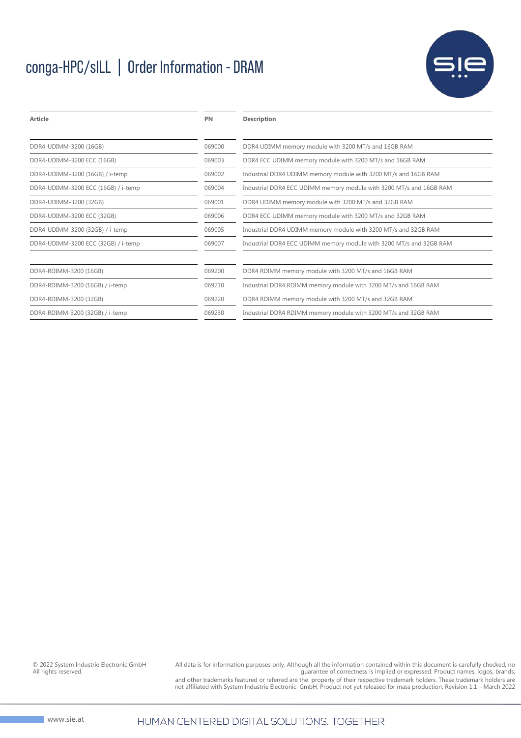# conga-HPC/sILL | Order Information - DRAM

| Article | PN | Description |
|---|---|---|
| DDR4-UDIMM-3200 (16GB) | 069000 | DDR4 UDIMM memory module with 3200 MT/s and 16GB RAM |
| DDR4-UDIMM-3200 ECC (16GB) | 069003 | DDR4 ECC UDIMM memory module with 3200 MT/s and 16GB RAM |
| DDR4-UDIMM-3200 (16GB) / i-temp | 069002 | Industrial DDR4 UDIMM memory module with 3200 MT/s and 16GB RAM |
| DDR4-UDIMM-3200 ECC (16GB) / i-temp | 069004 | Industrial DDR4 ECC UDIMM memory module with 3200 MT/s and 16GB RAM |
| DDR4-UDIMM-3200 (32GB) | 069001 | DDR4 UDIMM memory module with 3200 MT/s and 32GB RAM |
| DDR4-UDIMM-3200 ECC (32GB) | 069006 | DDR4 ECC UDIMM memory module with 3200 MT/s and 32GB RAM |
| DDR4-UDIMM-3200 (32GB) / i-temp | 069005 | Industrial DDR4 UDIMM memory module with 3200 MT/s and 32GB RAM |
| DDR4-UDIMM-3200 ECC (32GB) / i-temp | 069007 | Industrial DDR4 ECC UDIMM memory module with 3200 MT/s and 32GB RAM |
| | | |
| DDR4-RDIMM-3200 (16GB) | 069200 | DDR4 RDIMM memory module with 3200 MT/s and 16GB RAM |
| DDR4-RDIMM-3200 (16GB) / i-temp | 069210 | Industrial DDR4 RDIMM memory module with 3200 MT/s and 16GB RAM |
| DDR4-RDIMM-3200 (32GB) | 069220 | DDR4 RDIMM memory module with 3200 MT/s and 32GB RAM |
| DDR4-RDIMM-3200 (32GB) / i-temp | 069230 | Industrial DDR4 RDIMM memory module with 3200 MT/s and 32GB RAM |

© 2022 System Industrie Electronic GmbH
All rights reserved.

All data is for information purposes only. Although all the information contained within this document is carefully checked, no guarantee of correctness is implied or expressed. Product names, logos, brands, and other trademarks featured or referred are the property of their respective trademark holders. These trademark holders are not affiliated with System Industrie Electronic GmbH. Product not yet released for mass production. Revision 1.1 – March 2022

www.sie.at

HUMAN CENTERED DIGITAL SOLUTIONS. TOGETHER